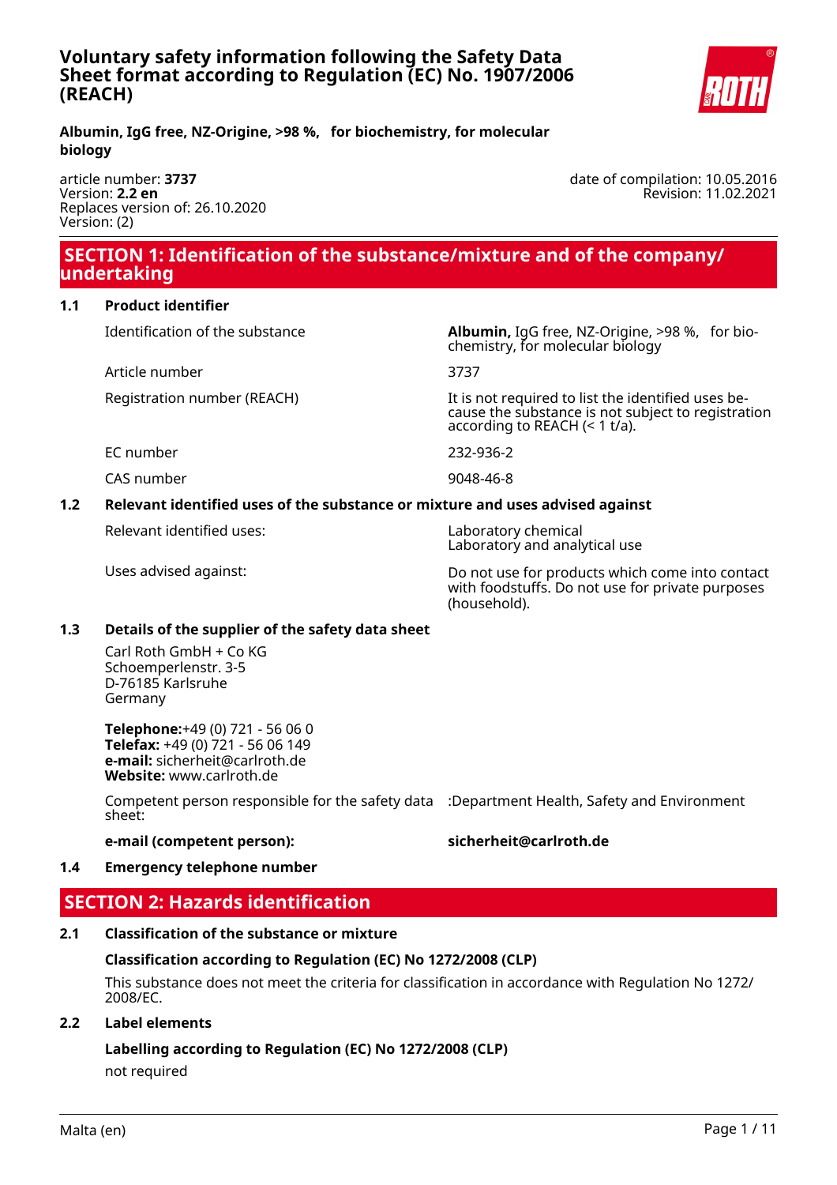# Voluntary safety information following the Safety Data Sheet format according to Regulation (EC) No. 1907/2006 (REACH)

**Albumin, IgG free, NZ-Origine, >98 %, for biochemistry, for molecular biology**

article number: **3737**
Version: **2.2 en**
Replaces version of: 26.10.2020
Version: (2)

date of compilation: 10.05.2016
Revision: 11.02.2021

## SECTION 1: Identification of the substance/mixture and of the company/ undertaking

### 1.1 Product identifier

| | |
|---|---|
| Identification of the substance | **Albumin,** IgG free, NZ-Origine, >98 %, for biochemistry, for molecular biology |
| Article number | 3737 |
| Registration number (REACH) | It is not required to list the identified uses because the substance is not subject to registration according to REACH (< 1 t/a). |
| EC number | 232-936-2 |
| CAS number | 9048-46-8 |

### 1.2 Relevant identified uses of the substance or mixture and uses advised against

| | |
|---|---|
| Relevant identified uses: | Laboratory chemical<br>Laboratory and analytical use |
| Uses advised against: | Do not use for products which come into contact with foodstuffs. Do not use for private purposes (household). |

### 1.3 Details of the supplier of the safety data sheet

Carl Roth GmbH + Co KG
Schoemperlenstr. 3-5
D-76185 Karlsruhe
Germany

**Telephone:**+49 (0) 721 - 56 06 0
**Telefax:** +49 (0) 721 - 56 06 149
**e-mail:** sicherheit@carlroth.de
**Website:** www.carlroth.de

| | |
|---|---|
| Competent person responsible for the safety data sheet: | :Department Health, Safety and Environment |
| **e-mail (competent person):** | **sicherheit@carlroth.de** |

### 1.4 Emergency telephone number

## SECTION 2: Hazards identification

### 2.1 Classification of the substance or mixture

**Classification according to Regulation (EC) No 1272/2008 (CLP)**

This substance does not meet the criteria for classification in accordance with Regulation No 1272/ 2008/EC.

### 2.2 Label elements

**Labelling according to Regulation (EC) No 1272/2008 (CLP)**

not required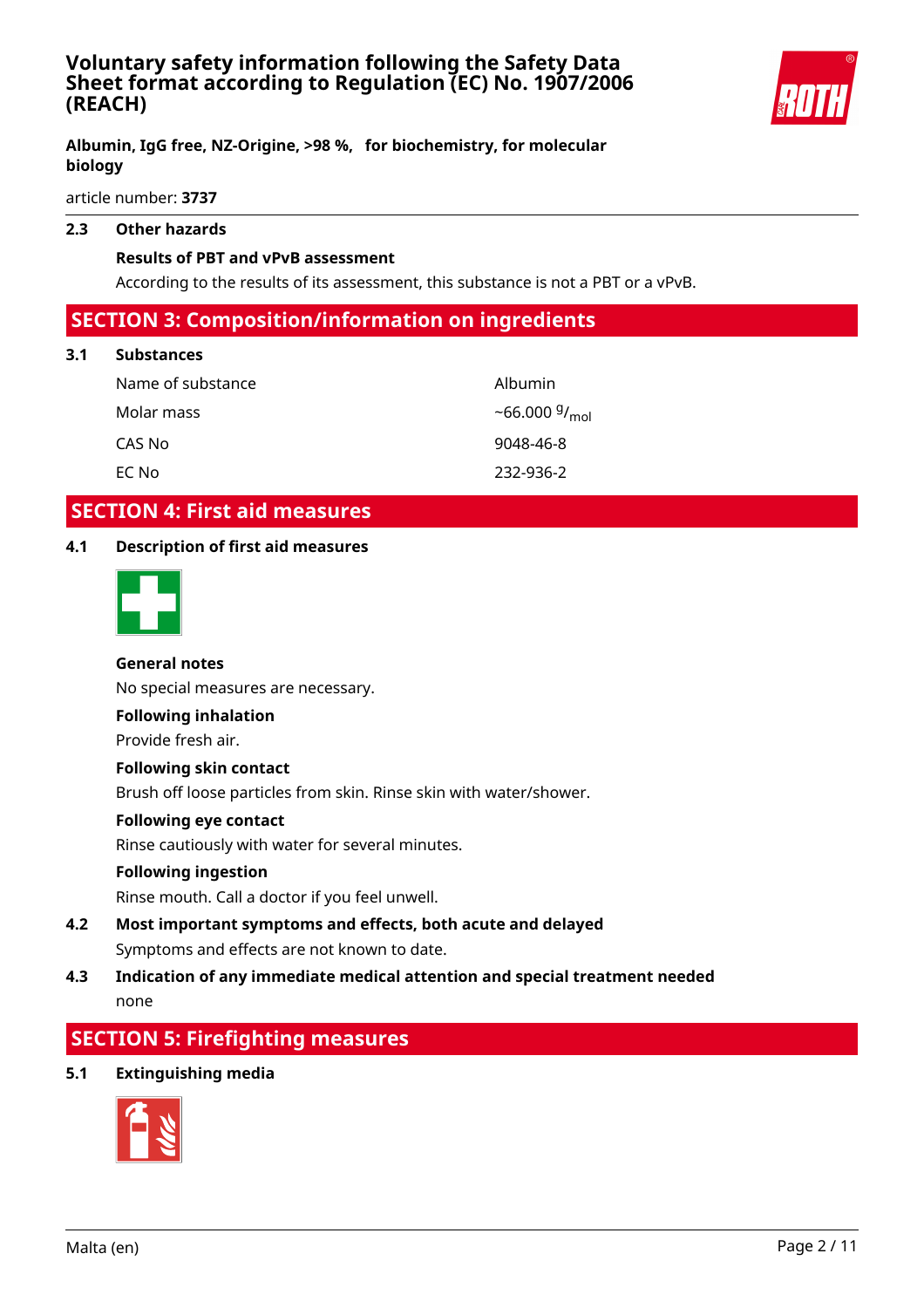### 2.3 Other hazards

**Results of PBT and vPvB assessment**

According to the results of its assessment, this substance is not a PBT or a vPvB.

## SECTION 3: Composition/information on ingredients

### 3.1 Substances

| | |
|---|---|
| Name of substance | Albumin |
| Molar mass | ~66.000 $^{g}/_{mol}$ |
| CAS No | 9048-46-8 |
| EC No | 232-936-2 |

## SECTION 4: First aid measures

### 4.1 Description of first aid measures

**General notes**

No special measures are necessary.

**Following inhalation**

Provide fresh air.

**Following skin contact**

Brush off loose particles from skin. Rinse skin with water/shower.

**Following eye contact**

Rinse cautiously with water for several minutes.

**Following ingestion**

Rinse mouth. Call a doctor if you feel unwell.

### 4.2 Most important symptoms and effects, both acute and delayed

Symptoms and effects are not known to date.

### 4.3 Indication of any immediate medical attention and special treatment needed

none

## SECTION 5: Firefighting measures

### 5.1 Extinguishing media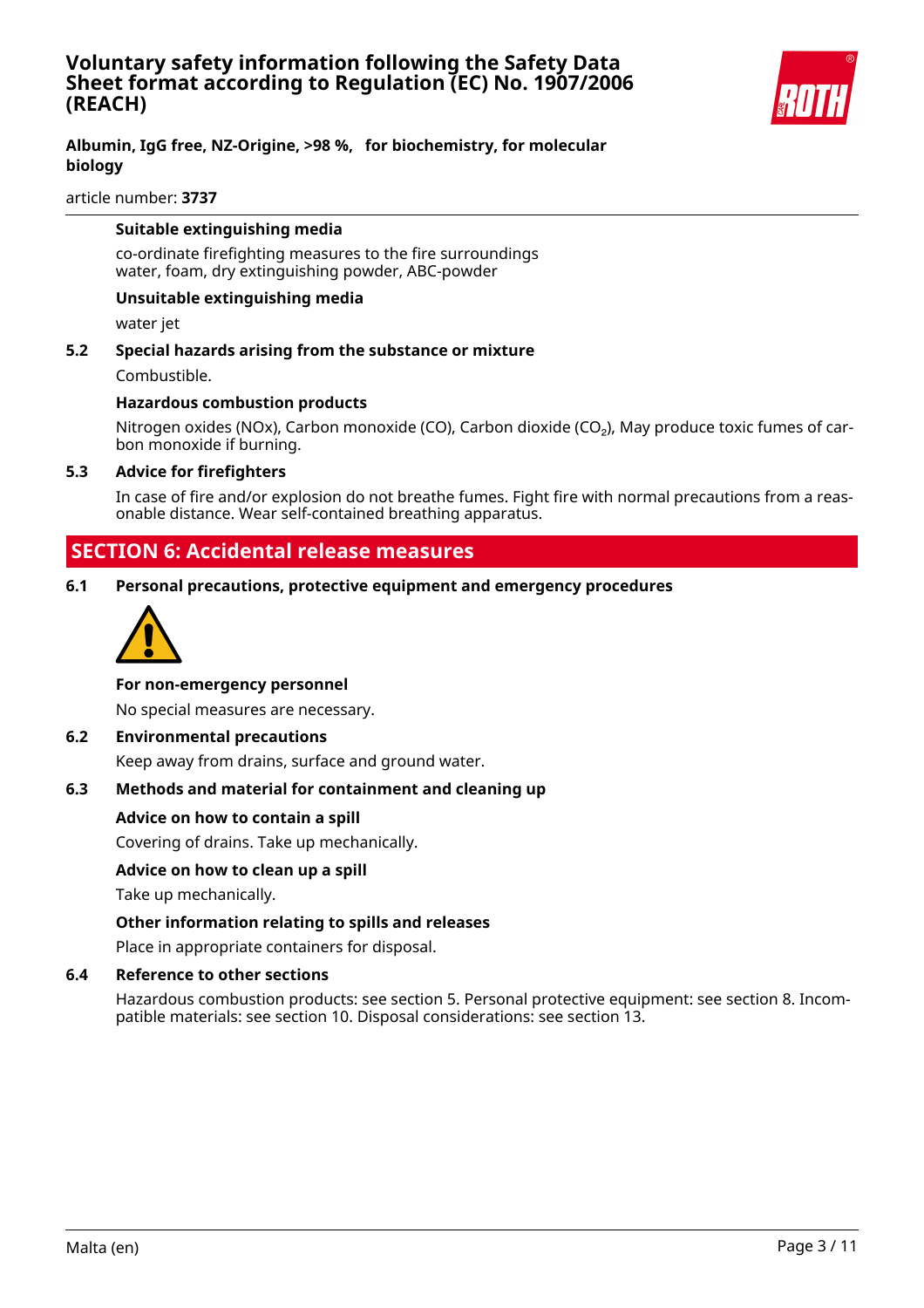**Suitable extinguishing media**

co-ordinate firefighting measures to the fire surroundings
water, foam, dry extinguishing powder, ABC-powder

**Unsuitable extinguishing media**

water jet

### 5.2 Special hazards arising from the substance or mixture

Combustible.

**Hazardous combustion products**

Nitrogen oxides (NOx), Carbon monoxide (CO), Carbon dioxide ($CO_2$), May produce toxic fumes of carbon monoxide if burning.

### 5.3 Advice for firefighters

In case of fire and/or explosion do not breathe fumes. Fight fire with normal precautions from a reasonable distance. Wear self-contained breathing apparatus.

## SECTION 6: Accidental release measures

### 6.1 Personal precautions, protective equipment and emergency procedures

**For non-emergency personnel**

No special measures are necessary.

### 6.2 Environmental precautions

Keep away from drains, surface and ground water.

### 6.3 Methods and material for containment and cleaning up

**Advice on how to contain a spill**

Covering of drains. Take up mechanically.

**Advice on how to clean up a spill**

Take up mechanically.

**Other information relating to spills and releases**

Place in appropriate containers for disposal.

### 6.4 Reference to other sections

Hazardous combustion products: see section 5. Personal protective equipment: see section 8. Incompatible materials: see section 10. Disposal considerations: see section 13.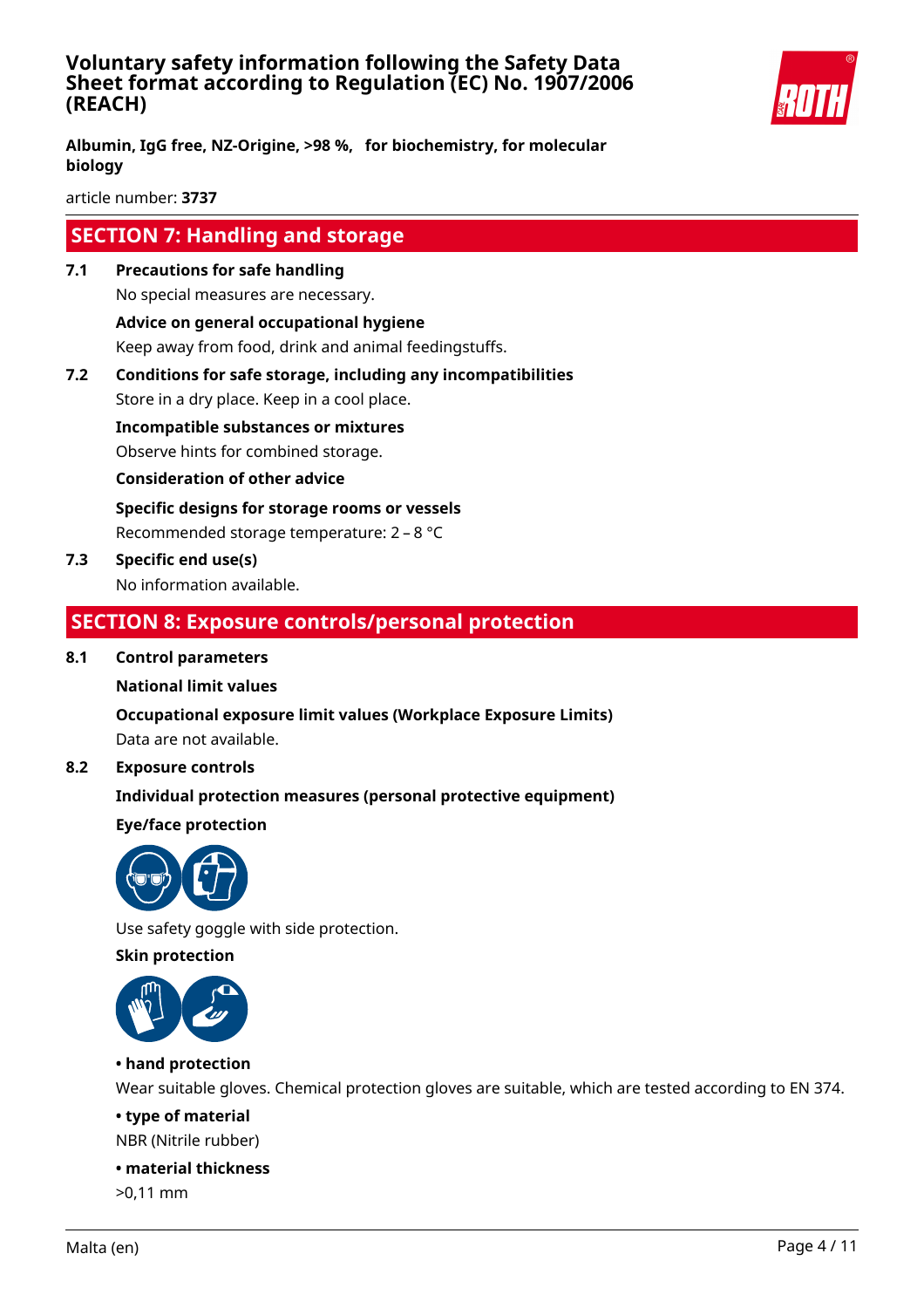## SECTION 7: Handling and storage

### 7.1 Precautions for safe handling

No special measures are necessary.

**Advice on general occupational hygiene**

Keep away from food, drink and animal feedingstuffs.

### 7.2 Conditions for safe storage, including any incompatibilities

Store in a dry place. Keep in a cool place.

**Incompatible substances or mixtures**

Observe hints for combined storage.

**Consideration of other advice**

**Specific designs for storage rooms or vessels**

Recommended storage temperature: 2 – 8 °C

### 7.3 Specific end use(s)

No information available.

## SECTION 8: Exposure controls/personal protection

### 8.1 Control parameters

**National limit values**

**Occupational exposure limit values (Workplace Exposure Limits)**

Data are not available.

### 8.2 Exposure controls

**Individual protection measures (personal protective equipment)**

**Eye/face protection**

Use safety goggle with side protection.

**Skin protection**

**• hand protection**

Wear suitable gloves. Chemical protection gloves are suitable, which are tested according to EN 374.

**• type of material**

NBR (Nitrile rubber)

**• material thickness**

>0,11 mm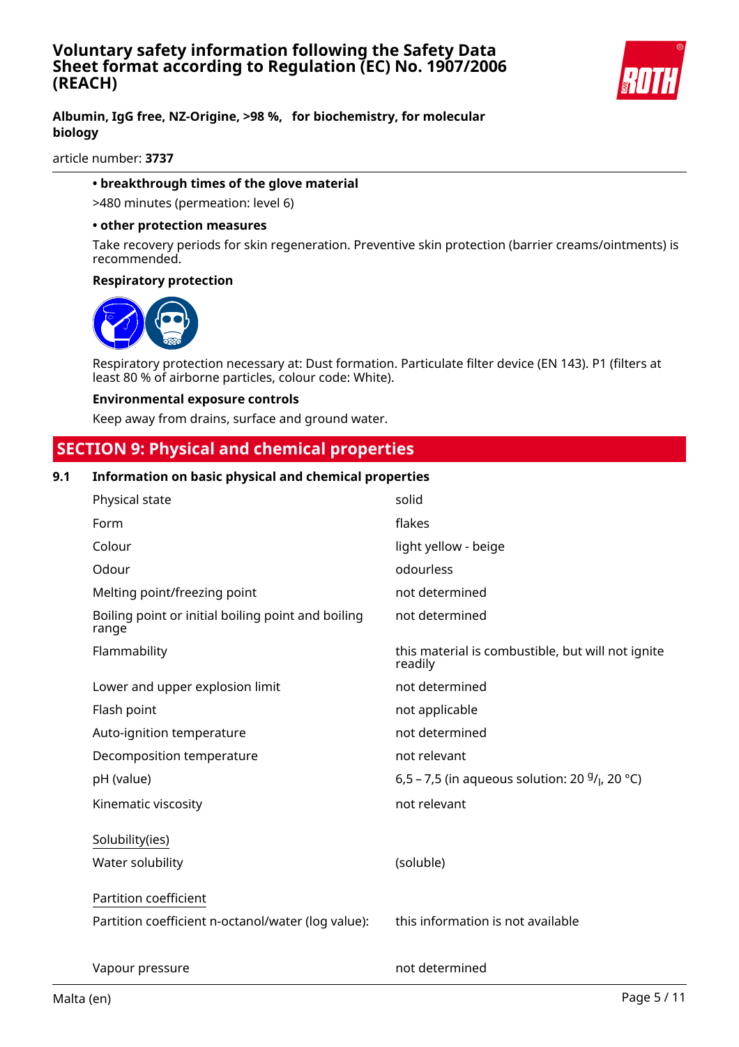**• breakthrough times of the glove material**

>480 minutes (permeation: level 6)

**• other protection measures**

Take recovery periods for skin regeneration. Preventive skin protection (barrier creams/ointments) is recommended.

**Respiratory protection**

Respiratory protection necessary at: Dust formation. Particulate filter device (EN 143). P1 (filters at least 80 % of airborne particles, colour code: White).

**Environmental exposure controls**

Keep away from drains, surface and ground water.

## SECTION 9: Physical and chemical properties

### 9.1 Information on basic physical and chemical properties

| | |
|---|---|
| Physical state | solid |
| Form | flakes |
| Colour | light yellow - beige |
| Odour | odourless |
| Melting point/freezing point | not determined |
| Boiling point or initial boiling point and boiling range | not determined |
| Flammability | this material is combustible, but will not ignite readily |
| Lower and upper explosion limit | not determined |
| Flash point | not applicable |
| Auto-ignition temperature | not determined |
| Decomposition temperature | not relevant |
| pH (value) | 6,5 – 7,5 (in aqueous solution: 20 $^{g}/_{l}$, 20 °C) |
| Kinematic viscosity | not relevant |
| Solubility(ies) | |
| Water solubility | (soluble) |
| Partition coefficient | |
| Partition coefficient n-octanol/water (log value): | this information is not available |
| Vapour pressure | not determined |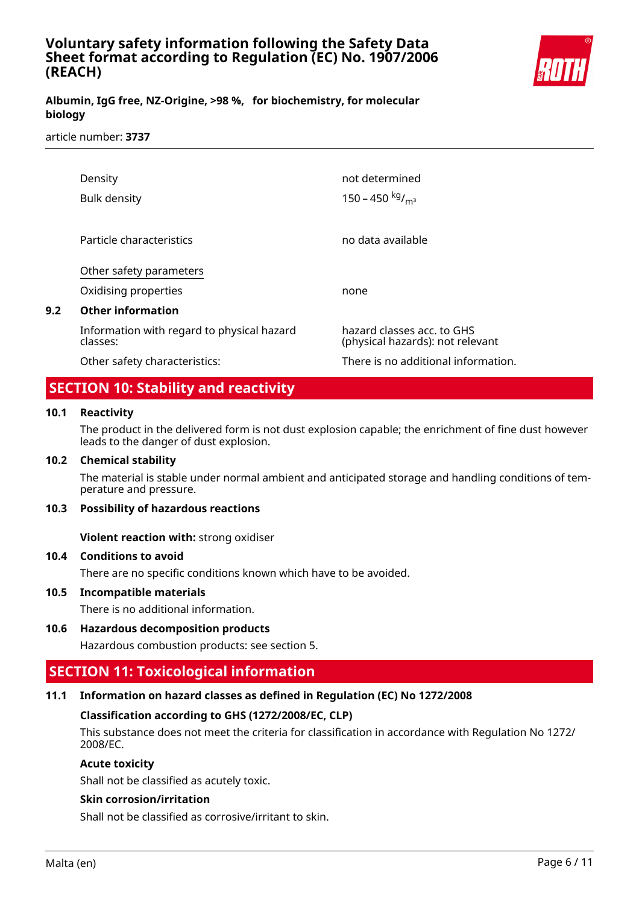| | |
|---|---|
| Density | not determined |
| Bulk density | 150 – 450 $^{kg}/_{m^3}$ |
| Particle characteristics | no data available |

Other safety parameters

| | |
|---|---|
| Oxidising properties | none |

**9.2 Other information**

| | |
|---|---|
| Information with regard to physical hazard classes: | hazard classes acc. to GHS (physical hazards): not relevant |
| Other safety characteristics: | There is no additional information. |

## SECTION 10: Stability and reactivity

### 10.1 Reactivity

The product in the delivered form is not dust explosion capable; the enrichment of fine dust however leads to the danger of dust explosion.

### 10.2 Chemical stability

The material is stable under normal ambient and anticipated storage and handling conditions of temperature and pressure.

### 10.3 Possibility of hazardous reactions

**Violent reaction with:** strong oxidiser

### 10.4 Conditions to avoid

There are no specific conditions known which have to be avoided.

### 10.5 Incompatible materials

There is no additional information.

### 10.6 Hazardous decomposition products

Hazardous combustion products: see section 5.

## SECTION 11: Toxicological information

### 11.1 Information on hazard classes as defined in Regulation (EC) No 1272/2008

**Classification according to GHS (1272/2008/EC, CLP)**

This substance does not meet the criteria for classification in accordance with Regulation No 1272/2008/EC.

**Acute toxicity**

Shall not be classified as acutely toxic.

**Skin corrosion/irritation**

Shall not be classified as corrosive/irritant to skin.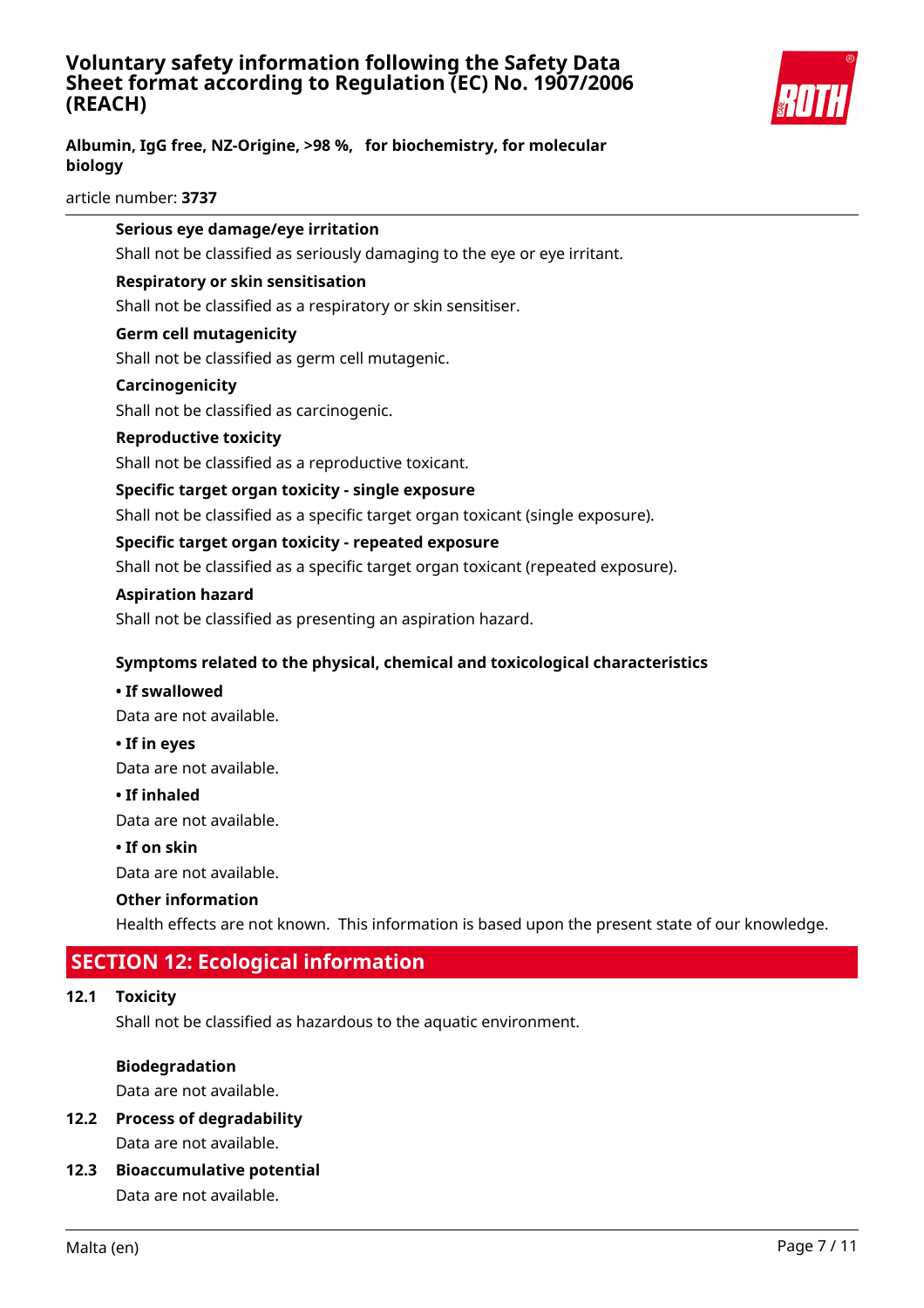**Serious eye damage/eye irritation**

Shall not be classified as seriously damaging to the eye or eye irritant.

**Respiratory or skin sensitisation**

Shall not be classified as a respiratory or skin sensitiser.

**Germ cell mutagenicity**

Shall not be classified as germ cell mutagenic.

**Carcinogenicity**

Shall not be classified as carcinogenic.

**Reproductive toxicity**

Shall not be classified as a reproductive toxicant.

**Specific target organ toxicity - single exposure**

Shall not be classified as a specific target organ toxicant (single exposure).

**Specific target organ toxicity - repeated exposure**

Shall not be classified as a specific target organ toxicant (repeated exposure).

**Aspiration hazard**

Shall not be classified as presenting an aspiration hazard.

**Symptoms related to the physical, chemical and toxicological characteristics**

**• If swallowed**

Data are not available.

**• If in eyes**

Data are not available.

**• If inhaled**

Data are not available.

**• If on skin**

Data are not available.

**Other information**

Health effects are not known. This information is based upon the present state of our knowledge.

## SECTION 12: Ecological information

### 12.1 Toxicity

Shall not be classified as hazardous to the aquatic environment.

**Biodegradation**

Data are not available.

### 12.2 Process of degradability

Data are not available.

### 12.3 Bioaccumulative potential

Data are not available.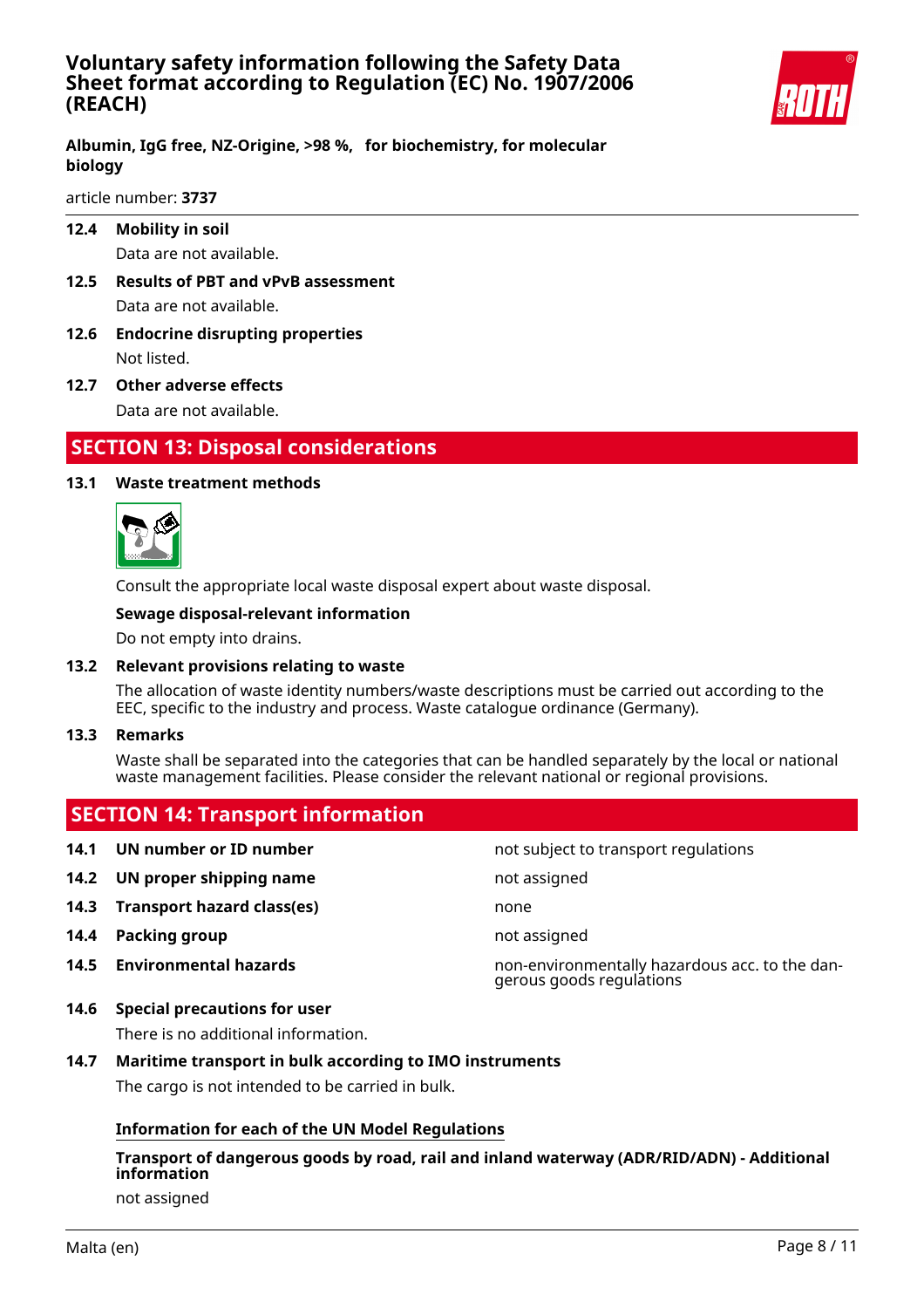### 12.4 Mobility in soil

Data are not available.

### 12.5 Results of PBT and vPvB assessment

Data are not available.

### 12.6 Endocrine disrupting properties

Not listed.

### 12.7 Other adverse effects

Data are not available.

## SECTION 13: Disposal considerations

### 13.1 Waste treatment methods

Consult the appropriate local waste disposal expert about waste disposal.

**Sewage disposal-relevant information**

Do not empty into drains.

### 13.2 Relevant provisions relating to waste

The allocation of waste identity numbers/waste descriptions must be carried out according to the EEC, specific to the industry and process. Waste catalogue ordinance (Germany).

### 13.3 Remarks

Waste shall be separated into the categories that can be handled separately by the local or national waste management facilities. Please consider the relevant national or regional provisions.

## SECTION 14: Transport information

| | | |
|---|---|---|
| **14.1** | **UN number or ID number** | not subject to transport regulations |
| **14.2** | **UN proper shipping name** | not assigned |
| **14.3** | **Transport hazard class(es)** | none |
| **14.4** | **Packing group** | not assigned |
| **14.5** | **Environmental hazards** | non-environmentally hazardous acc. to the dangerous goods regulations |

### 14.6 Special precautions for user

There is no additional information.

### 14.7 Maritime transport in bulk according to IMO instruments

The cargo is not intended to be carried in bulk.

**Information for each of the UN Model Regulations**

**Transport of dangerous goods by road, rail and inland waterway (ADR/RID/ADN) - Additional information**

not assigned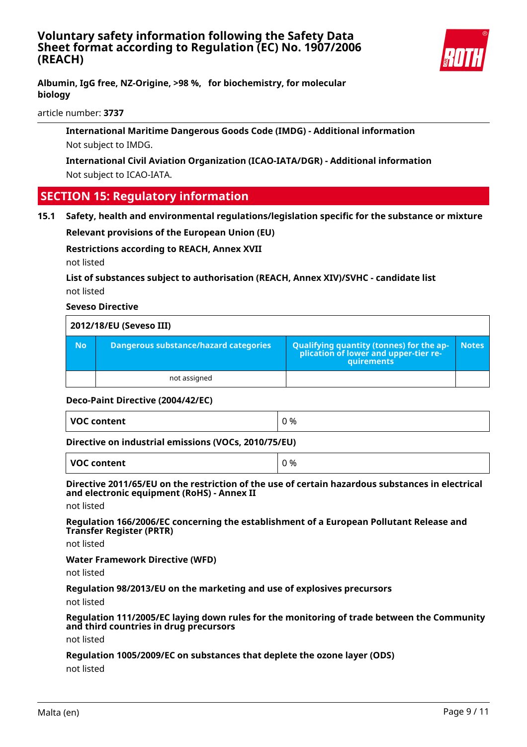**International Maritime Dangerous Goods Code (IMDG) - Additional information**

Not subject to IMDG.

**International Civil Aviation Organization (ICAO-IATA/DGR) - Additional information**

Not subject to ICAO-IATA.

## SECTION 15: Regulatory information

### 15.1 Safety, health and environmental regulations/legislation specific for the substance or mixture

**Relevant provisions of the European Union (EU)**

**Restrictions according to REACH, Annex XVII**

not listed

**List of substances subject to authorisation (REACH, Annex XIV)/SVHC - candidate list**

not listed

**Seveso Directive**

| 2012/18/EU (Seveso III) | | | |
|---|---|---|---|
| **No** | **Dangerous substance/hazard categories** | **Qualifying quantity (tonnes) for the application of lower and upper-tier requirements** | **Notes** |
| | not assigned | | |

**Deco-Paint Directive (2004/42/EC)**

| VOC content | 0 % |
|---|---|

**Directive on industrial emissions (VOCs, 2010/75/EU)**

| VOC content | 0 % |
|---|---|

**Directive 2011/65/EU on the restriction of the use of certain hazardous substances in electrical and electronic equipment (RoHS) - Annex II**

not listed

**Regulation 166/2006/EC concerning the establishment of a European Pollutant Release and Transfer Register (PRTR)**

not listed

**Water Framework Directive (WFD)**

not listed

**Regulation 98/2013/EU on the marketing and use of explosives precursors**

not listed

**Regulation 111/2005/EC laying down rules for the monitoring of trade between the Community and third countries in drug precursors**

not listed

**Regulation 1005/2009/EC on substances that deplete the ozone layer (ODS)**

not listed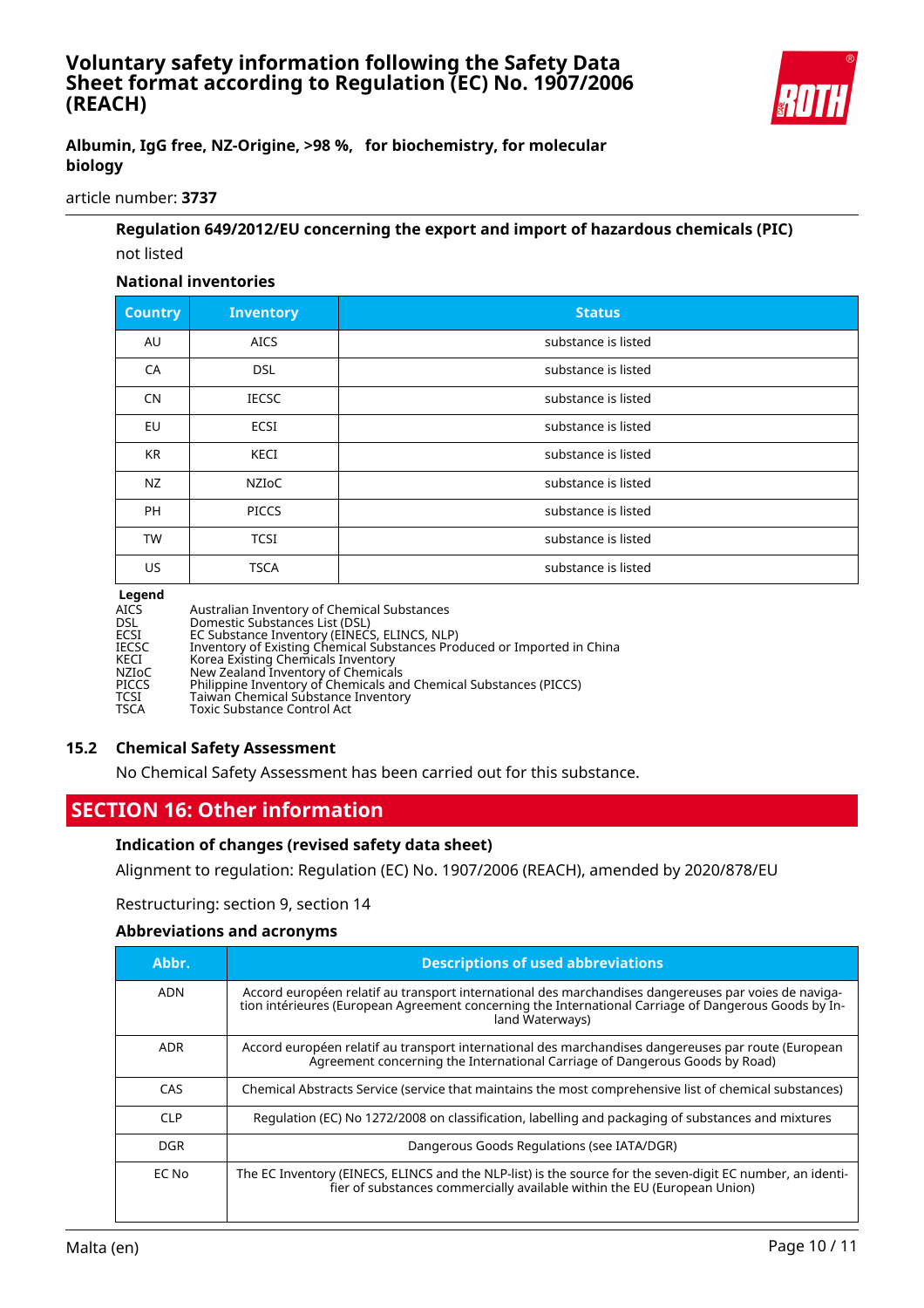#### Regulation 649/2012/EU concerning the export and import of hazardous chemicals (PIC)

not listed

#### National inventories

| Country | Inventory | Status |
|---|---|---|
| AU | AICS | substance is listed |
| CA | DSL | substance is listed |
| CN | IECSC | substance is listed |
| EU | ECSI | substance is listed |
| KR | KECI | substance is listed |
| NZ | NZIoC | substance is listed |
| PH | PICCS | substance is listed |
| TW | TCSI | substance is listed |
| US | TSCA | substance is listed |

**Legend**

| | |
|---|---|
| AICS | Australian Inventory of Chemical Substances |
| DSL | Domestic Substances List (DSL) |
| ECSI | EC Substance Inventory (EINECS, ELINCS, NLP) |
| IECSC | Inventory of Existing Chemical Substances Produced or Imported in China |
| KECI | Korea Existing Chemicals Inventory |
| NZIoC | New Zealand Inventory of Chemicals |
| PICCS | Philippine Inventory of Chemicals and Chemical Substances (PICCS) |
| TCSI | Taiwan Chemical Substance Inventory |
| TSCA | Toxic Substance Control Act |

### 15.2 Chemical Safety Assessment

No Chemical Safety Assessment has been carried out for this substance.

## SECTION 16: Other information

#### Indication of changes (revised safety data sheet)

Alignment to regulation: Regulation (EC) No. 1907/2006 (REACH), amended by 2020/878/EU

Restructuring: section 9, section 14

#### Abbreviations and acronyms

| Abbr. | Descriptions of used abbreviations |
|---|---|
| ADN | Accord européen relatif au transport international des marchandises dangereuses par voies de navigation intérieures (European Agreement concerning the International Carriage of Dangerous Goods by Inland Waterways) |
| ADR | Accord européen relatif au transport international des marchandises dangereuses par route (European Agreement concerning the International Carriage of Dangerous Goods by Road) |
| CAS | Chemical Abstracts Service (service that maintains the most comprehensive list of chemical substances) |
| CLP | Regulation (EC) No 1272/2008 on classification, labelling and packaging of substances and mixtures |
| DGR | Dangerous Goods Regulations (see IATA/DGR) |
| EC No | The EC Inventory (EINECS, ELINCS and the NLP-list) is the source for the seven-digit EC number, an identifier of substances commercially available within the EU (European Union) |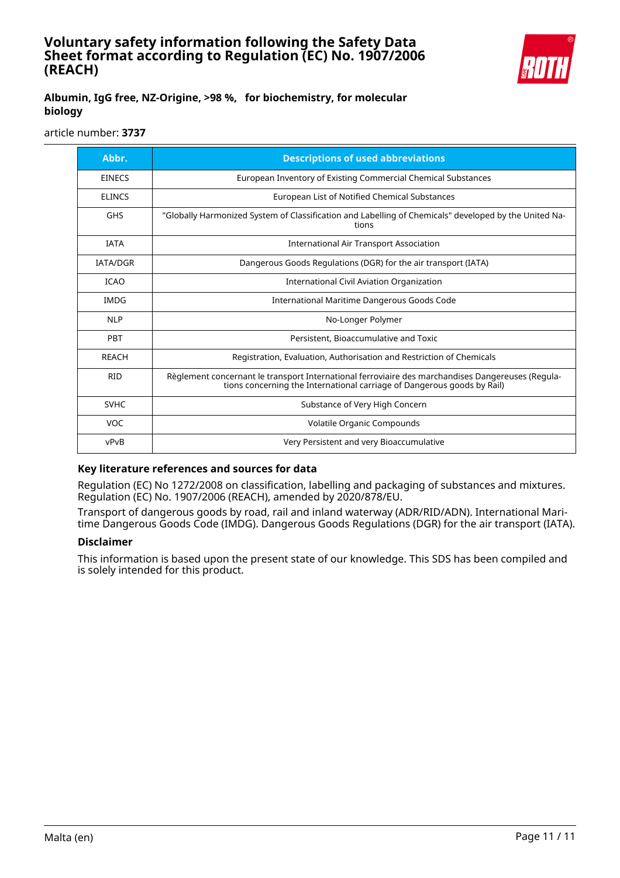| Abbr. | Descriptions of used abbreviations |
| --- | --- |
| EINECS | European Inventory of Existing Commercial Chemical Substances |
| ELINCS | European List of Notified Chemical Substances |
| GHS | "Globally Harmonized System of Classification and Labelling of Chemicals" developed by the United Nations |
| IATA | International Air Transport Association |
| IATA/DGR | Dangerous Goods Regulations (DGR) for the air transport (IATA) |
| ICAO | International Civil Aviation Organization |
| IMDG | International Maritime Dangerous Goods Code |
| NLP | No-Longer Polymer |
| PBT | Persistent, Bioaccumulative and Toxic |
| REACH | Registration, Evaluation, Authorisation and Restriction of Chemicals |
| RID | Règlement concernant le transport International ferroviaire des marchandises Dangereuses (Regulations concerning the International carriage of Dangerous goods by Rail) |
| SVHC | Substance of Very High Concern |
| VOC | Volatile Organic Compounds |
| vPvB | Very Persistent and very Bioaccumulative |

### Key literature references and sources for data

Regulation (EC) No 1272/2008 on classification, labelling and packaging of substances and mixtures. Regulation (EC) No. 1907/2006 (REACH), amended by 2020/878/EU.

Transport of dangerous goods by road, rail and inland waterway (ADR/RID/ADN). International Maritime Dangerous Goods Code (IMDG). Dangerous Goods Regulations (DGR) for the air transport (IATA).

### Disclaimer

This information is based upon the present state of our knowledge. This SDS has been compiled and is solely intended for this product.